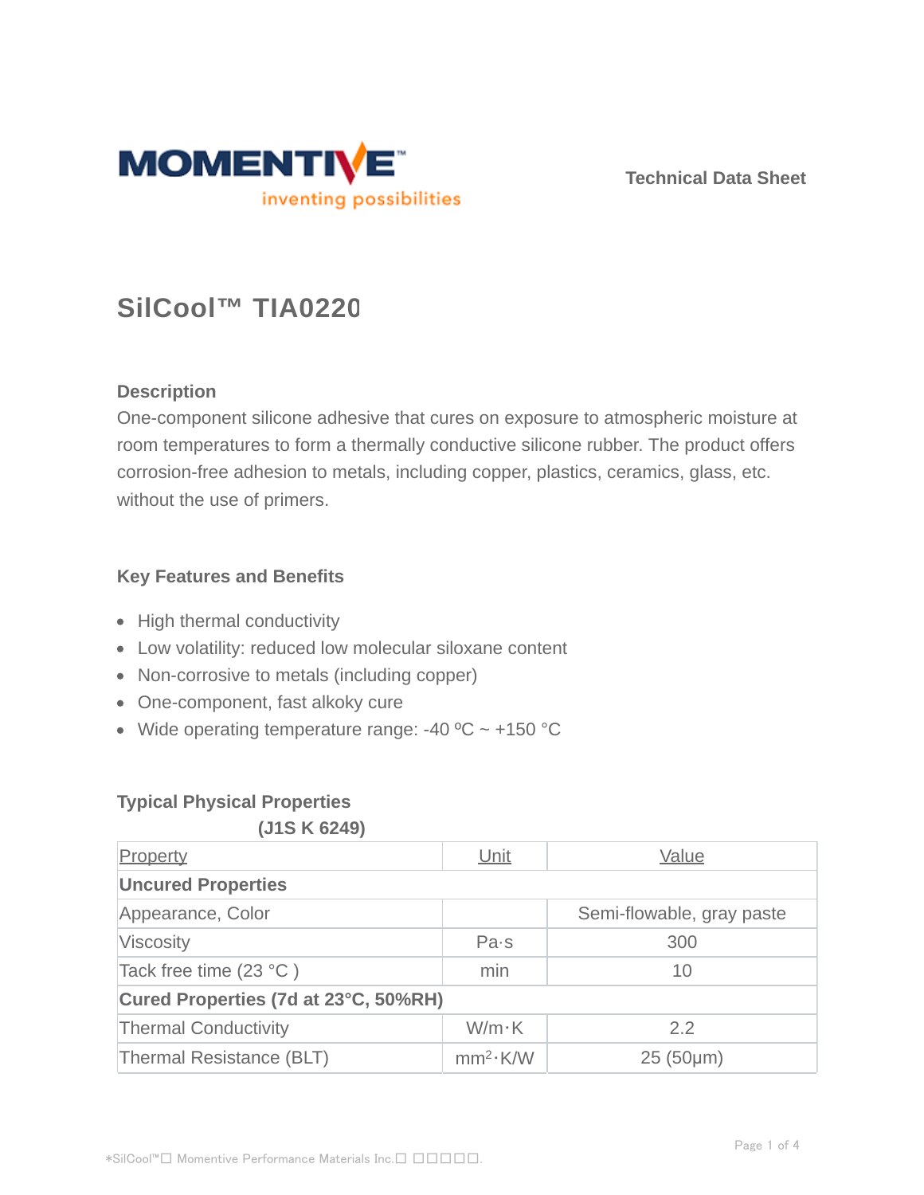Technical Data Sheet

# SilCool™ TIA0220

## Description

One-component silicone adhesive that cures on exposure to atmospheric moisture at room temperatures to form a thermally conductive silicone rubber. The product offers corrosion-free adhesion to metals, including copper, plastics, ceramics, glass, etc. without the use of primers.

## Key Features and Benefits

- High thermal conductivity
- Low volatility: reduced low molecular siloxane content
- Non-corrosive to metals (including copper)
- One-component, fast alkoky cure
- Wide operating temperature range: -40 ºC ~ +150 °C

## Typical Physical Properties

**(J1S K 6249)**

| Property | Unit | Value |
|---|---|---|
| **Uncured Properties** | | |
| Appearance, Color | | Semi-flowable, gray paste |
| Viscosity | Pa·s | 300 |
| Tack free time (23 °C ) | min | 10 |
| **Cured Properties (7d at 23°C, 50%RH)** | | |
| Thermal Conductivity | W/m·K | 2.2 |
| Thermal Resistance (BLT) | $mm^2$·K/W | 25 (50μm) |

*SilCool™□ Momentive Performance Materials Inc.□ □□□□□.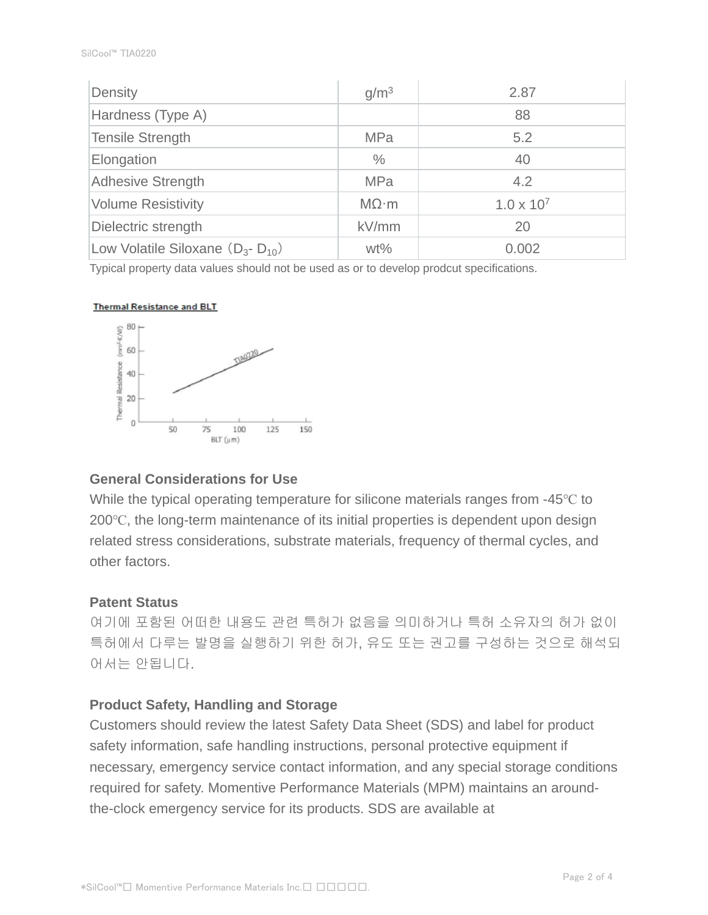| Density | $g/m^3$ | 2.87 |
| --- | --- | --- |
| Hardness (Type A) | | 88 |
| Tensile Strength | MPa | 5.2 |
| Elongation | % | 40 |
| Adhesive Strength | MPa | 4.2 |
| Volume Resistivity | MΩ·m | $1.0 \times 10^7$ |
| Dielectric strength | kV/mm | 20 |
| Low Volatile Siloxane（$D_3$- $D_{10}$） | wt% | 0.002 |

Typical property data values should not be used as or to develop prodcut specifications.

**Thermal Resistance and BLT**

**General Considerations for Use**

While the typical operating temperature for silicone materials ranges from -45℃ to 200℃, the long-term maintenance of its initial properties is dependent upon design related stress considerations, substrate materials, frequency of thermal cycles, and other factors.

**Patent Status**

여기에 포함된 어떠한 내용도 관련 특허가 없음을 의미하거나 특허 소유자의 허가 없이 특허에서 다루는 발명을 실행하기 위한 허가, 유도 또는 권고를 구성하는 것으로 해석되어서는 안됩니다.

**Product Safety, Handling and Storage**

Customers should review the latest Safety Data Sheet (SDS) and label for product safety information, safe handling instructions, personal protective equipment if necessary, emergency service contact information, and any special storage conditions required for safety. Momentive Performance Materials (MPM) maintains an around-the-clock emergency service for its products. SDS are available at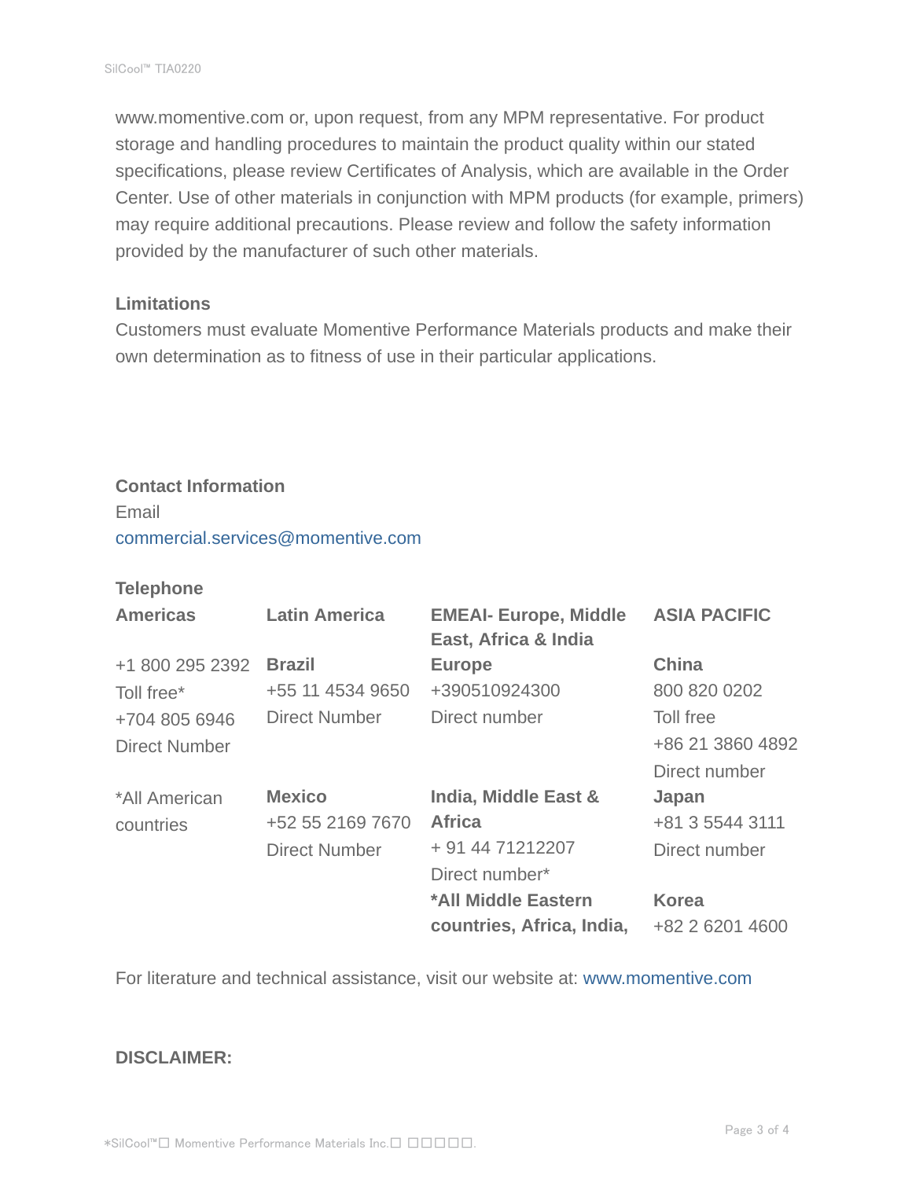www.momentive.com or, upon request, from any MPM representative. For product storage and handling procedures to maintain the product quality within our stated specifications, please review Certificates of Analysis, which are available in the Order Center. Use of other materials in conjunction with MPM products (for example, primers) may require additional precautions. Please review and follow the safety information provided by the manufacturer of such other materials.

**Limitations**

Customers must evaluate Momentive Performance Materials products and make their own determination as to fitness of use in their particular applications.

**Contact Information**

Email

commercial.services@momentive.com

**Telephone**

| **Americas** | **Latin America** | **EMEAI- Europe, Middle East, Africa & India** | **ASIA PACIFIC** |
|---|---|---|---|
| +1 800 295 2392<br>Toll free*<br>+704 805 6946<br>Direct Number | **Brazil**<br>+55 11 4534 9650<br>Direct Number | **Europe**<br>+390510924300<br>Direct number | **China**<br>800 820 0202<br>Toll free<br>+86 21 3860 4892<br>Direct number |
| *All American countries | **Mexico**<br>+52 55 2169 7670<br>Direct Number | **India, Middle East & Africa**<br>+ 91 44 71212207<br>Direct number* | **Japan**<br>+81 3 5544 3111<br>Direct number |
| | | ***All Middle Eastern countries, Africa, India,** | **Korea**<br>+82 2 6201 4600 |

For literature and technical assistance, visit our website at: www.momentive.com

**DISCLAIMER:**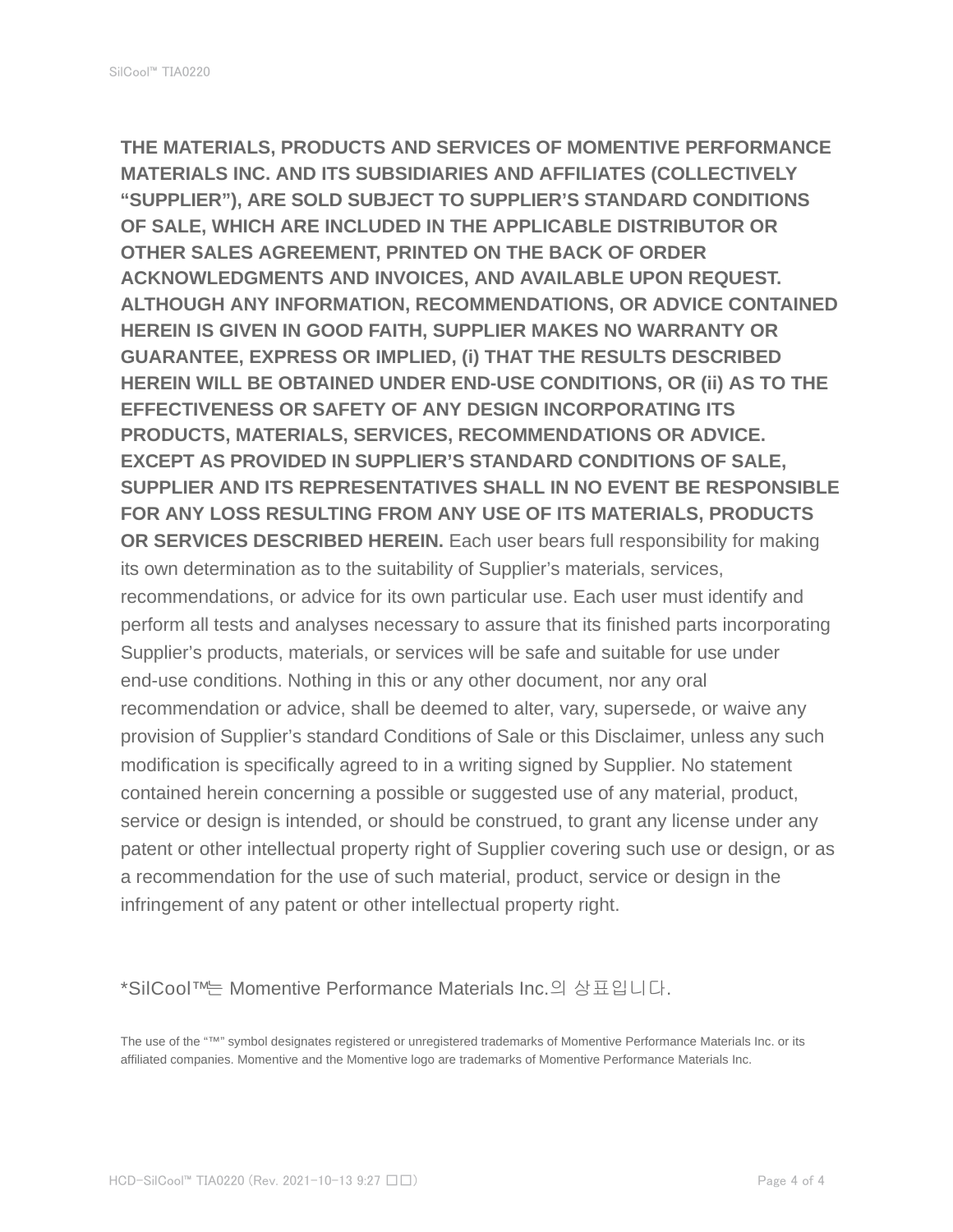**THE MATERIALS, PRODUCTS AND SERVICES OF MOMENTIVE PERFORMANCE MATERIALS INC. AND ITS SUBSIDIARIES AND AFFILIATES (COLLECTIVELY "SUPPLIER"), ARE SOLD SUBJECT TO SUPPLIER'S STANDARD CONDITIONS OF SALE, WHICH ARE INCLUDED IN THE APPLICABLE DISTRIBUTOR OR OTHER SALES AGREEMENT, PRINTED ON THE BACK OF ORDER ACKNOWLEDGMENTS AND INVOICES, AND AVAILABLE UPON REQUEST. ALTHOUGH ANY INFORMATION, RECOMMENDATIONS, OR ADVICE CONTAINED HEREIN IS GIVEN IN GOOD FAITH, SUPPLIER MAKES NO WARRANTY OR GUARANTEE, EXPRESS OR IMPLIED, (i) THAT THE RESULTS DESCRIBED HEREIN WILL BE OBTAINED UNDER END-USE CONDITIONS, OR (ii) AS TO THE EFFECTIVENESS OR SAFETY OF ANY DESIGN INCORPORATING ITS PRODUCTS, MATERIALS, SERVICES, RECOMMENDATIONS OR ADVICE. EXCEPT AS PROVIDED IN SUPPLIER'S STANDARD CONDITIONS OF SALE, SUPPLIER AND ITS REPRESENTATIVES SHALL IN NO EVENT BE RESPONSIBLE FOR ANY LOSS RESULTING FROM ANY USE OF ITS MATERIALS, PRODUCTS OR SERVICES DESCRIBED HEREIN.** Each user bears full responsibility for making its own determination as to the suitability of Supplier's materials, services, recommendations, or advice for its own particular use. Each user must identify and perform all tests and analyses necessary to assure that its finished parts incorporating Supplier's products, materials, or services will be safe and suitable for use under end-use conditions. Nothing in this or any other document, nor any oral recommendation or advice, shall be deemed to alter, vary, supersede, or waive any provision of Supplier's standard Conditions of Sale or this Disclaimer, unless any such modification is specifically agreed to in a writing signed by Supplier. No statement contained herein concerning a possible or suggested use of any material, product, service or design is intended, or should be construed, to grant any license under any patent or other intellectual property right of Supplier covering such use or design, or as a recommendation for the use of such material, product, service or design in the infringement of any patent or other intellectual property right.

*SilCool™는 Momentive Performance Materials Inc.의 상표입니다.

The use of the "™" symbol designates registered or unregistered trademarks of Momentive Performance Materials Inc. or its affiliated companies. Momentive and the Momentive logo are trademarks of Momentive Performance Materials Inc.